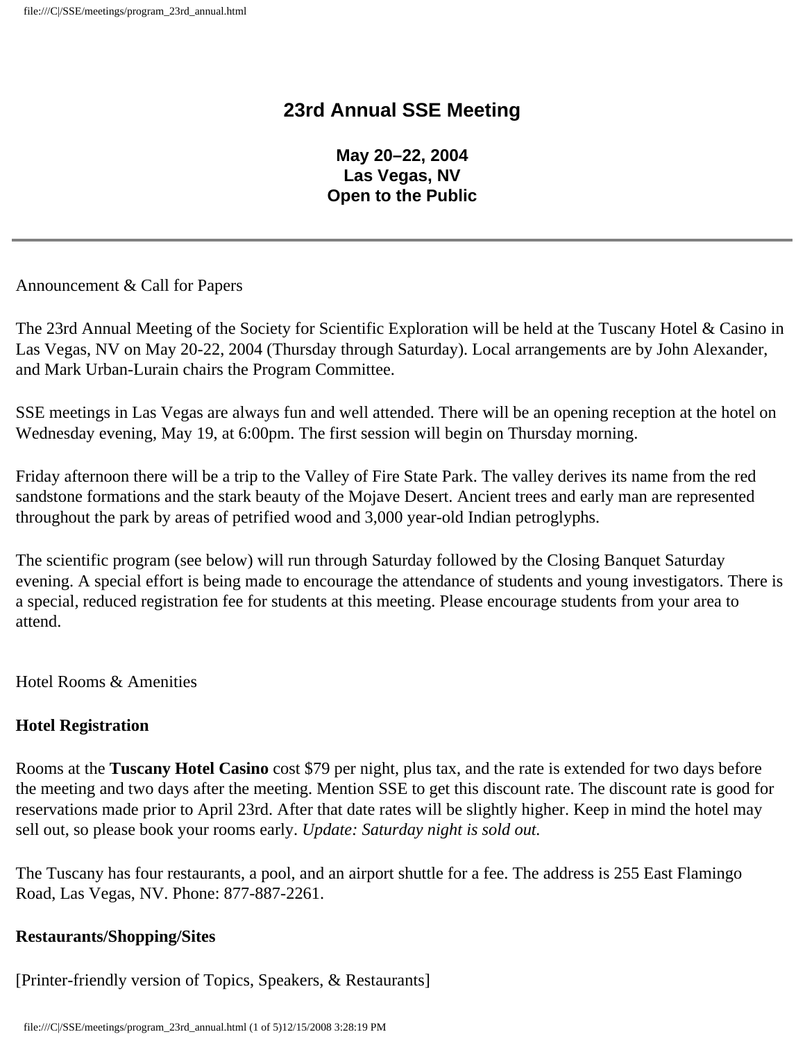# 23rd Annual SSE Meeting

**May 20–22, 2004**
**Las Vegas, NV**
**Open to the Public**

---

Announcement & Call for Papers

The 23rd Annual Meeting of the Society for Scientific Exploration will be held at the Tuscany Hotel & Casino in Las Vegas, NV on May 20-22, 2004 (Thursday through Saturday). Local arrangements are by John Alexander, and Mark Urban-Lurain chairs the Program Committee.

SSE meetings in Las Vegas are always fun and well attended. There will be an opening reception at the hotel on Wednesday evening, May 19, at 6:00pm. The first session will begin on Thursday morning.

Friday afternoon there will be a trip to the Valley of Fire State Park. The valley derives its name from the red sandstone formations and the stark beauty of the Mojave Desert. Ancient trees and early man are represented throughout the park by areas of petrified wood and 3,000 year-old Indian petroglyphs.

The scientific program (see below) will run through Saturday followed by the Closing Banquet Saturday evening. A special effort is being made to encourage the attendance of students and young investigators. There is a special, reduced registration fee for students at this meeting. Please encourage students from your area to attend.

Hotel Rooms & Amenities

**Hotel Registration**

Rooms at the **Tuscany Hotel Casino** cost $79 per night, plus tax, and the rate is extended for two days before the meeting and two days after the meeting. Mention SSE to get this discount rate. The discount rate is good for reservations made prior to April 23rd. After that date rates will be slightly higher. Keep in mind the hotel may sell out, so please book your rooms early. *Update: Saturday night is sold out.*

The Tuscany has four restaurants, a pool, and an airport shuttle for a fee. The address is 255 East Flamingo Road, Las Vegas, NV. Phone: 877-887-2261.

**Restaurants/Shopping/Sites**

[Printer-friendly version of Topics, Speakers, & Restaurants]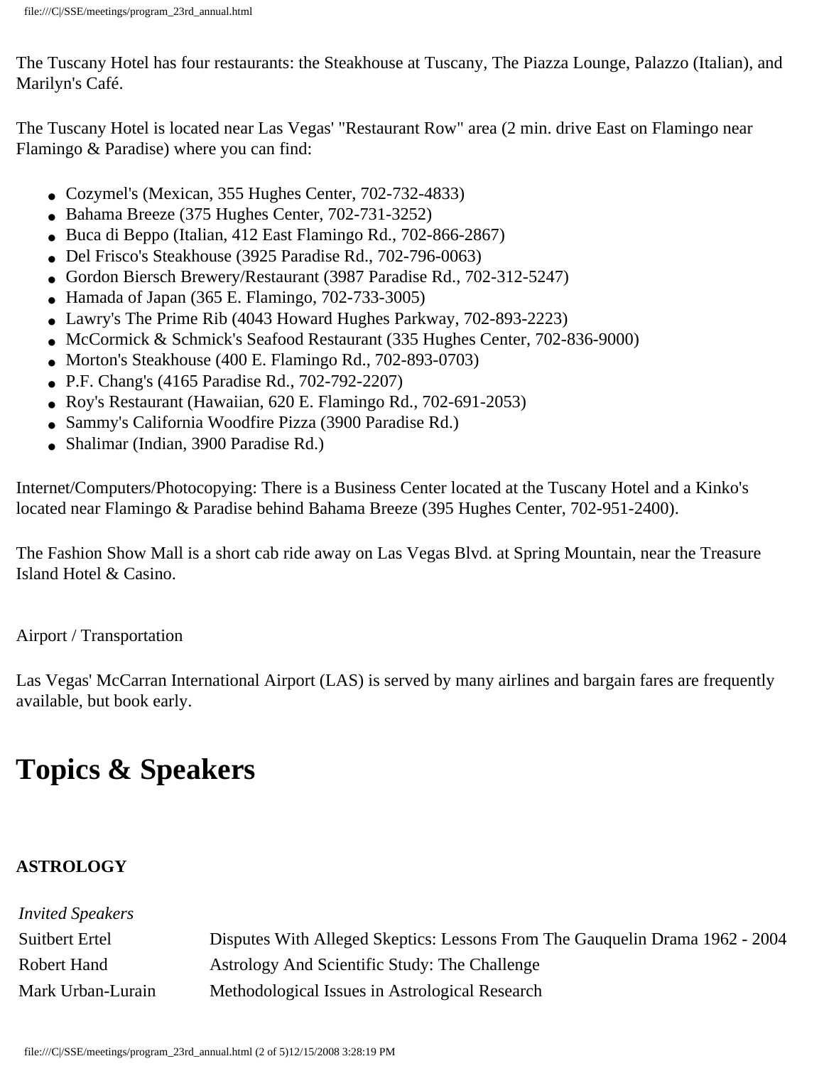The Tuscany Hotel has four restaurants: the Steakhouse at Tuscany, The Piazza Lounge, Palazzo (Italian), and Marilyn's Café.

The Tuscany Hotel is located near Las Vegas' "Restaurant Row" area (2 min. drive East on Flamingo near Flamingo & Paradise) where you can find:

- Cozymel's (Mexican, 355 Hughes Center, 702-732-4833)
- Bahama Breeze (375 Hughes Center, 702-731-3252)
- Buca di Beppo (Italian, 412 East Flamingo Rd., 702-866-2867)
- Del Frisco's Steakhouse (3925 Paradise Rd., 702-796-0063)
- Gordon Biersch Brewery/Restaurant (3987 Paradise Rd., 702-312-5247)
- Hamada of Japan (365 E. Flamingo, 702-733-3005)
- Lawry's The Prime Rib (4043 Howard Hughes Parkway, 702-893-2223)
- McCormick & Schmick's Seafood Restaurant (335 Hughes Center, 702-836-9000)
- Morton's Steakhouse (400 E. Flamingo Rd., 702-893-0703)
- P.F. Chang's (4165 Paradise Rd., 702-792-2207)
- Roy's Restaurant (Hawaiian, 620 E. Flamingo Rd., 702-691-2053)
- Sammy's California Woodfire Pizza (3900 Paradise Rd.)
- Shalimar (Indian, 3900 Paradise Rd.)

Internet/Computers/Photocopying: There is a Business Center located at the Tuscany Hotel and a Kinko's located near Flamingo & Paradise behind Bahama Breeze (395 Hughes Center, 702-951-2400).

The Fashion Show Mall is a short cab ride away on Las Vegas Blvd. at Spring Mountain, near the Treasure Island Hotel & Casino.

Airport / Transportation

Las Vegas' McCarran International Airport (LAS) is served by many airlines and bargain fares are frequently available, but book early.

# Topics & Speakers

**ASTROLOGY**

| *Invited Speakers* | |
|---|---|
| Suitbert Ertel | Disputes With Alleged Skeptics: Lessons From The Gauquelin Drama 1962 - 2004 |
| Robert Hand | Astrology And Scientific Study: The Challenge |
| Mark Urban-Lurain | Methodological Issues in Astrological Research |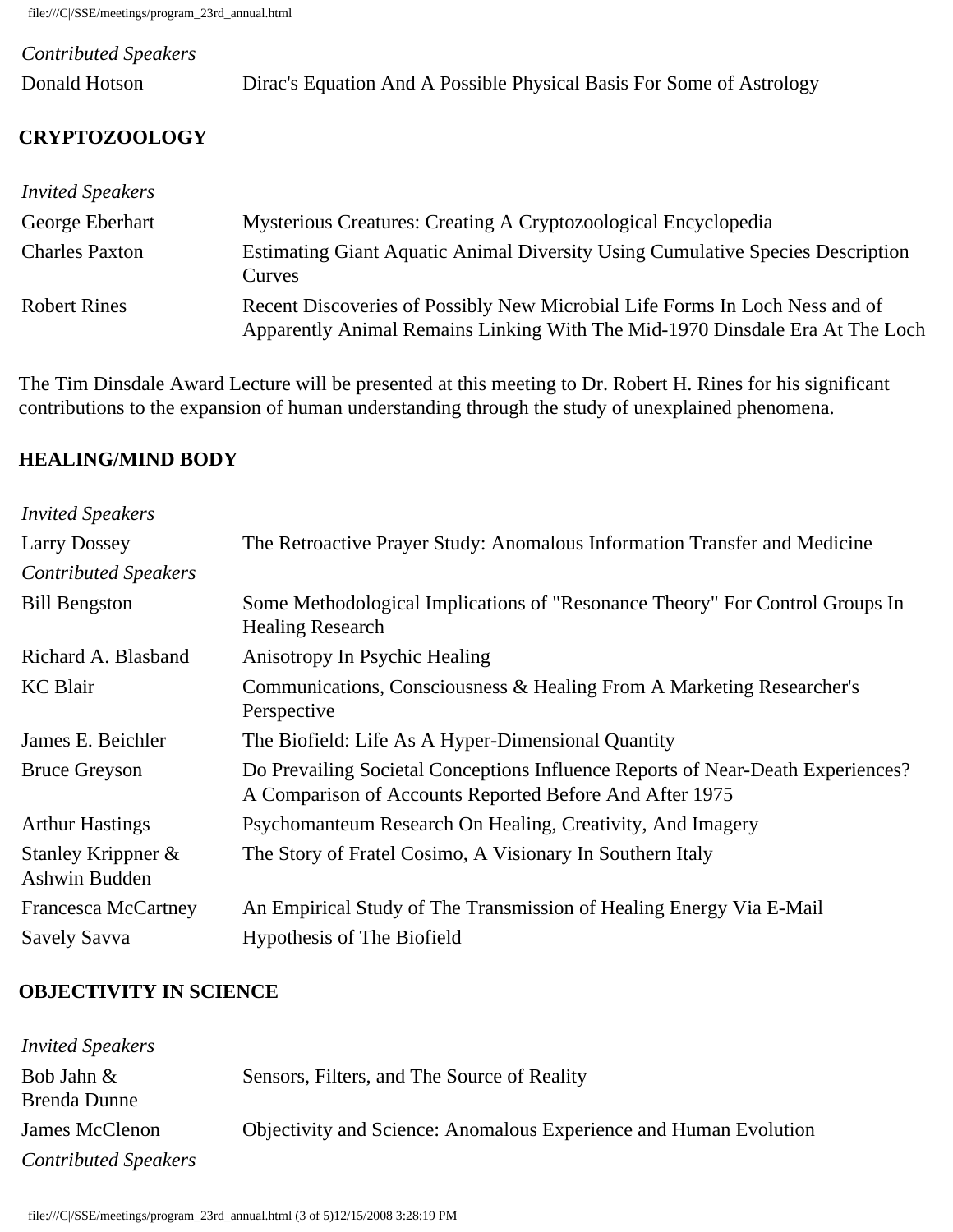*Contributed Speakers*

| | |
|---|---|
| Donald Hotson | Dirac's Equation And A Possible Physical Basis For Some of Astrology |

## CRYPTOZOOLOGY

| | |
|---|---|
| *Invited Speakers* | |
| George Eberhart | Mysterious Creatures: Creating A Cryptozoological Encyclopedia |
| Charles Paxton | Estimating Giant Aquatic Animal Diversity Using Cumulative Species Description Curves |
| Robert Rines | Recent Discoveries of Possibly New Microbial Life Forms In Loch Ness and of Apparently Animal Remains Linking With The Mid-1970 Dinsdale Era At The Loch |

The Tim Dinsdale Award Lecture will be presented at this meeting to Dr. Robert H. Rines for his significant contributions to the expansion of human understanding through the study of unexplained phenomena.

## HEALING/MIND BODY

| | |
|---|---|
| *Invited Speakers* | |
| Larry Dossey | The Retroactive Prayer Study: Anomalous Information Transfer and Medicine |
| *Contributed Speakers* | |
| Bill Bengston | Some Methodological Implications of "Resonance Theory" For Control Groups In Healing Research |
| Richard A. Blasband | Anisotropy In Psychic Healing |
| KC Blair | Communications, Consciousness & Healing From A Marketing Researcher's Perspective |
| James E. Beichler | The Biofield: Life As A Hyper-Dimensional Quantity |
| Bruce Greyson | Do Prevailing Societal Conceptions Influence Reports of Near-Death Experiences? A Comparison of Accounts Reported Before And After 1975 |
| Arthur Hastings | Psychomanteum Research On Healing, Creativity, And Imagery |
| Stanley Krippner & Ashwin Budden | The Story of Fratel Cosimo, A Visionary In Southern Italy |
| Francesca McCartney | An Empirical Study of The Transmission of Healing Energy Via E-Mail |
| Savely Savva | Hypothesis of The Biofield |

## OBJECTIVITY IN SCIENCE

| | |
|---|---|
| *Invited Speakers* | |
| Bob Jahn & Brenda Dunne | Sensors, Filters, and The Source of Reality |
| James McClenon | Objectivity and Science: Anomalous Experience and Human Evolution |
| *Contributed Speakers* | |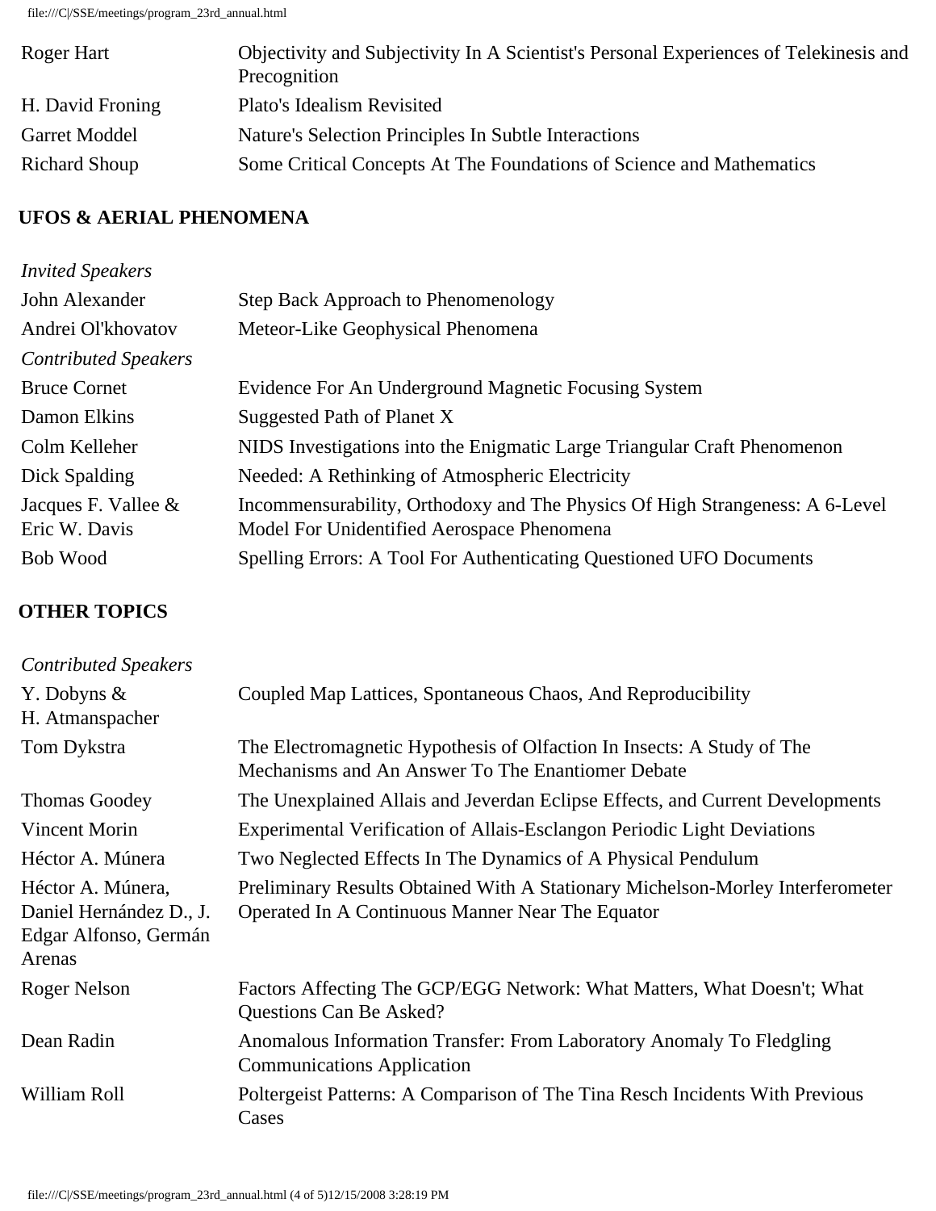| | |
|---|---|
| Roger Hart | Objectivity and Subjectivity In A Scientist's Personal Experiences of Telekinesis and Precognition |
| H. David Froning | Plato's Idealism Revisited |
| Garret Moddel | Nature's Selection Principles In Subtle Interactions |
| Richard Shoup | Some Critical Concepts At The Foundations of Science and Mathematics |

## UFOS & AERIAL PHENOMENA

| | |
|---|---|
| *Invited Speakers* | |
| John Alexander | Step Back Approach to Phenomenology |
| Andrei Ol'khovatov | Meteor-Like Geophysical Phenomena |
| *Contributed Speakers* | |
| Bruce Cornet | Evidence For An Underground Magnetic Focusing System |
| Damon Elkins | Suggested Path of Planet X |
| Colm Kelleher | NIDS Investigations into the Enigmatic Large Triangular Craft Phenomenon |
| Dick Spalding | Needed: A Rethinking of Atmospheric Electricity |
| Jacques F. Vallee & Eric W. Davis | Incommensurability, Orthodoxy and The Physics Of High Strangeness: A 6-Level Model For Unidentified Aerospace Phenomena |
| Bob Wood | Spelling Errors: A Tool For Authenticating Questioned UFO Documents |

## OTHER TOPICS

| | |
|---|---|
| *Contributed Speakers* | |
| Y. Dobyns & H. Atmanspacher | Coupled Map Lattices, Spontaneous Chaos, And Reproducibility |
| Tom Dykstra | The Electromagnetic Hypothesis of Olfaction In Insects: A Study of The Mechanisms and An Answer To The Enantiomer Debate |
| Thomas Goodey | The Unexplained Allais and Jeverdan Eclipse Effects, and Current Developments |
| Vincent Morin | Experimental Verification of Allais-Esclangon Periodic Light Deviations |
| Héctor A. Múnera | Two Neglected Effects In The Dynamics of A Physical Pendulum |
| Héctor A. Múnera, Daniel Hernández D., J. Edgar Alfonso, Germán Arenas | Preliminary Results Obtained With A Stationary Michelson-Morley Interferometer Operated In A Continuous Manner Near The Equator |
| Roger Nelson | Factors Affecting The GCP/EGG Network: What Matters, What Doesn't; What Questions Can Be Asked? |
| Dean Radin | Anomalous Information Transfer: From Laboratory Anomaly To Fledgling Communications Application |
| William Roll | Poltergeist Patterns: A Comparison of The Tina Resch Incidents With Previous Cases |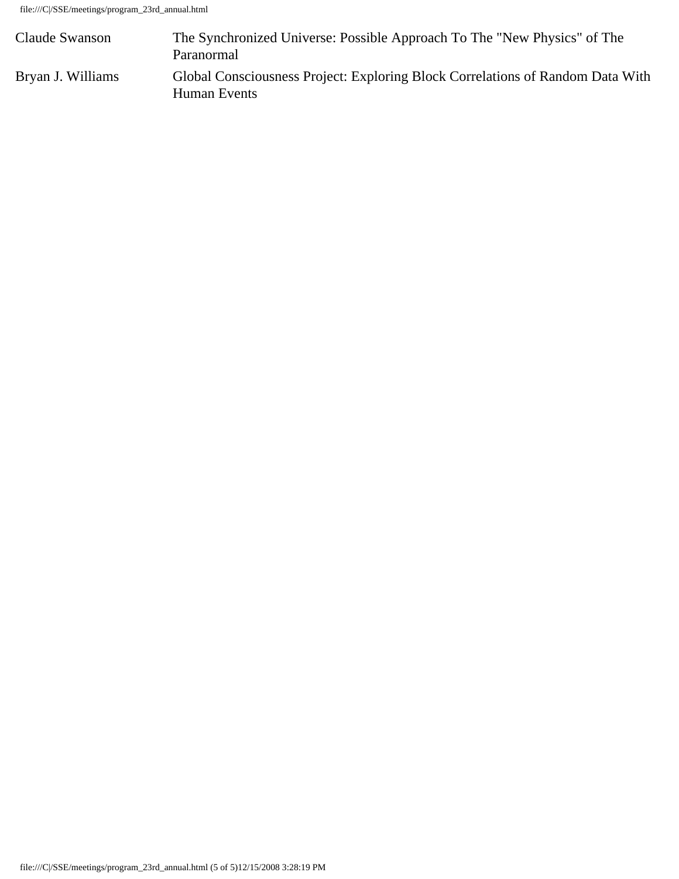| | |
|---|---|
| Claude Swanson | The Synchronized Universe: Possible Approach To The "New Physics" of The Paranormal |
| Bryan J. Williams | Global Consciousness Project: Exploring Block Correlations of Random Data With Human Events |